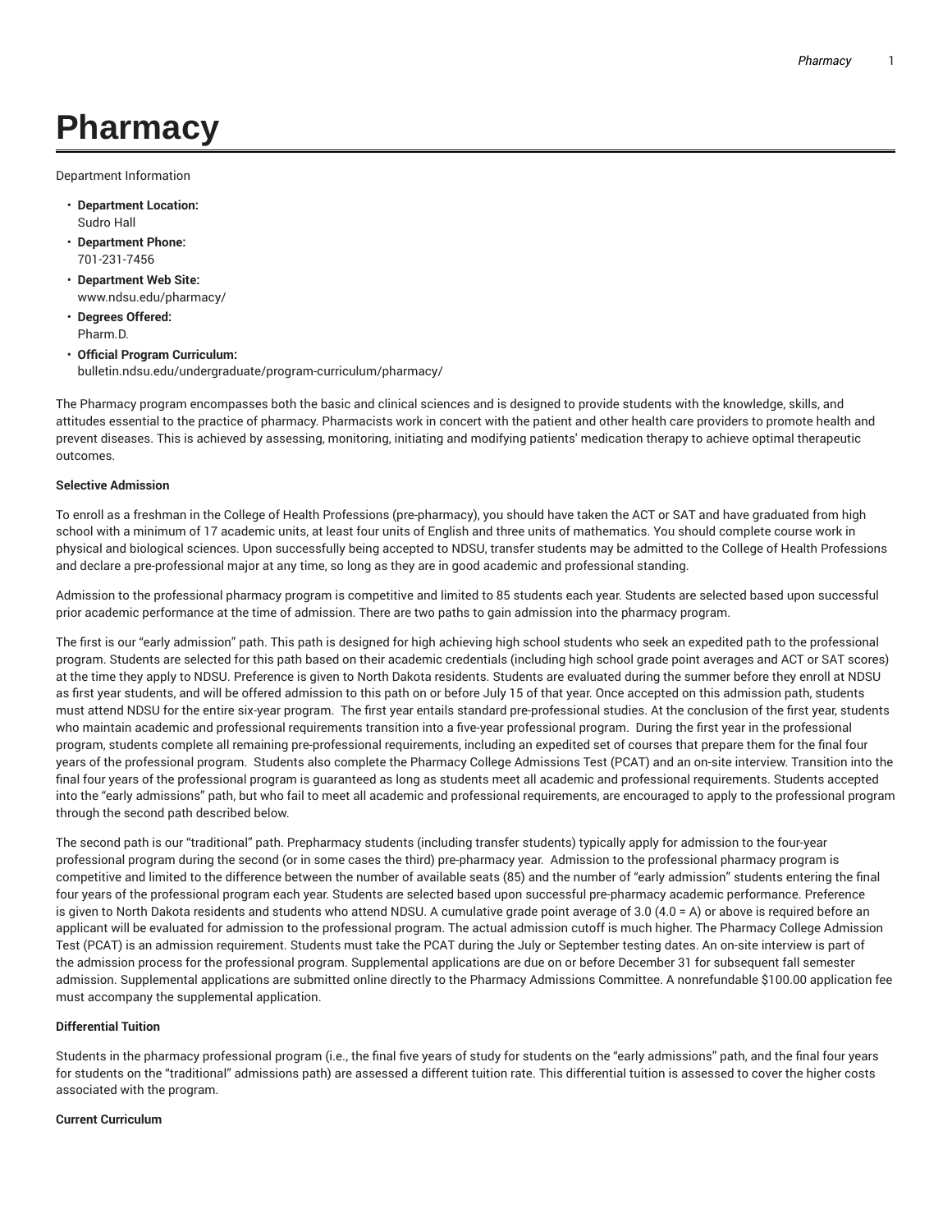# Pharmacy

Department Information

- **Department Location:**
  Sudro Hall
- **Department Phone:**
  701-231-7456
- **Department Web Site:**
  www.ndsu.edu/pharmacy/
- **Degrees Offered:**
  Pharm.D.
- **Official Program Curriculum:**
  bulletin.ndsu.edu/undergraduate/program-curriculum/pharmacy/

The Pharmacy program encompasses both the basic and clinical sciences and is designed to provide students with the knowledge, skills, and attitudes essential to the practice of pharmacy. Pharmacists work in concert with the patient and other health care providers to promote health and prevent diseases. This is achieved by assessing, monitoring, initiating and modifying patients' medication therapy to achieve optimal therapeutic outcomes.

**Selective Admission**

To enroll as a freshman in the College of Health Professions (pre-pharmacy), you should have taken the ACT or SAT and have graduated from high school with a minimum of 17 academic units, at least four units of English and three units of mathematics. You should complete course work in physical and biological sciences. Upon successfully being accepted to NDSU, transfer students may be admitted to the College of Health Professions and declare a pre-professional major at any time, so long as they are in good academic and professional standing.

Admission to the professional pharmacy program is competitive and limited to 85 students each year. Students are selected based upon successful prior academic performance at the time of admission. There are two paths to gain admission into the pharmacy program.

The first is our "early admission" path. This path is designed for high achieving high school students who seek an expedited path to the professional program. Students are selected for this path based on their academic credentials (including high school grade point averages and ACT or SAT scores) at the time they apply to NDSU. Preference is given to North Dakota residents. Students are evaluated during the summer before they enroll at NDSU as first year students, and will be offered admission to this path on or before July 15 of that year. Once accepted on this admission path, students must attend NDSU for the entire six-year program. The first year entails standard pre-professional studies. At the conclusion of the first year, students who maintain academic and professional requirements transition into a five-year professional program. During the first year in the professional program, students complete all remaining pre-professional requirements, including an expedited set of courses that prepare them for the final four years of the professional program. Students also complete the Pharmacy College Admissions Test (PCAT) and an on-site interview. Transition into the final four years of the professional program is guaranteed as long as students meet all academic and professional requirements. Students accepted into the "early admissions" path, but who fail to meet all academic and professional requirements, are encouraged to apply to the professional program through the second path described below.

The second path is our "traditional" path. Prepharmacy students (including transfer students) typically apply for admission to the four-year professional program during the second (or in some cases the third) pre-pharmacy year. Admission to the professional pharmacy program is competitive and limited to the difference between the number of available seats (85) and the number of "early admission" students entering the final four years of the professional program each year. Students are selected based upon successful pre-pharmacy academic performance. Preference is given to North Dakota residents and students who attend NDSU. A cumulative grade point average of 3.0 (4.0 = A) or above is required before an applicant will be evaluated for admission to the professional program. The actual admission cutoff is much higher. The Pharmacy College Admission Test (PCAT) is an admission requirement. Students must take the PCAT during the July or September testing dates. An on-site interview is part of the admission process for the professional program. Supplemental applications are due on or before December 31 for subsequent fall semester admission. Supplemental applications are submitted online directly to the Pharmacy Admissions Committee. A nonrefundable $100.00 application fee must accompany the supplemental application.

**Differential Tuition**

Students in the pharmacy professional program (i.e., the final five years of study for students on the "early admissions" path, and the final four years for students on the "traditional" admissions path) are assessed a different tuition rate. This differential tuition is assessed to cover the higher costs associated with the program.

**Current Curriculum**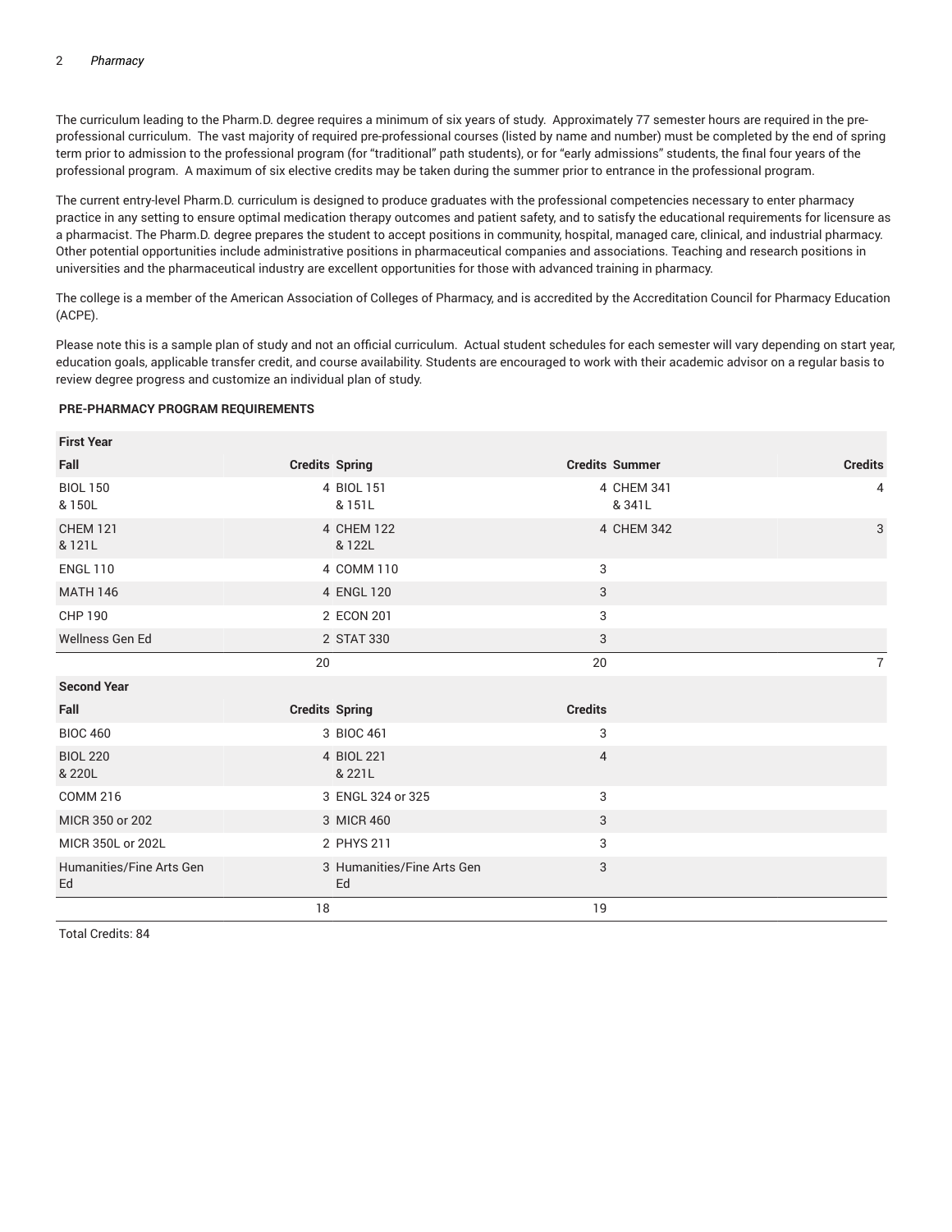The curriculum leading to the Pharm.D. degree requires a minimum of six years of study. Approximately 77 semester hours are required in the pre-professional curriculum. The vast majority of required pre-professional courses (listed by name and number) must be completed by the end of spring term prior to admission to the professional program (for "traditional" path students), or for "early admissions" students, the final four years of the professional program. A maximum of six elective credits may be taken during the summer prior to entrance in the professional program.

The current entry-level Pharm.D. curriculum is designed to produce graduates with the professional competencies necessary to enter pharmacy practice in any setting to ensure optimal medication therapy outcomes and patient safety, and to satisfy the educational requirements for licensure as a pharmacist. The Pharm.D. degree prepares the student to accept positions in community, hospital, managed care, clinical, and industrial pharmacy. Other potential opportunities include administrative positions in pharmaceutical companies and associations. Teaching and research positions in universities and the pharmaceutical industry are excellent opportunities for those with advanced training in pharmacy.

The college is a member of the American Association of Colleges of Pharmacy, and is accredited by the Accreditation Council for Pharmacy Education (ACPE).

Please note this is a sample plan of study and not an official curriculum. Actual student schedules for each semester will vary depending on start year, education goals, applicable transfer credit, and course availability. Students are encouraged to work with their academic advisor on a regular basis to review degree progress and customize an individual plan of study.

**PRE-PHARMACY PROGRAM REQUIREMENTS**

| First Year | | | | | |
|---|---|---|---|---|---|
| **Fall** | **Credits** | **Spring** | **Credits** | **Summer** | **Credits** |
| BIOL 150 & 150L | 4 | BIOL 151 & 151L | 4 | CHEM 341 & 341L | 4 |
| CHEM 121 & 121L | 4 | CHEM 122 & 122L | 4 | CHEM 342 | 3 |
| ENGL 110 | 4 | COMM 110 | 3 | | |
| MATH 146 | 4 | ENGL 120 | 3 | | |
| CHP 190 | 2 | ECON 201 | 3 | | |
| Wellness Gen Ed | 2 | STAT 330 | 3 | | |
| | 20 | | 20 | | 7 |
| **Second Year** | | | | | |
| **Fall** | **Credits** | **Spring** | **Credits** | | |
| BIOC 460 | 3 | BIOC 461 | 3 | | |
| BIOL 220 & 220L | 4 | BIOL 221 & 221L | 4 | | |
| COMM 216 | 3 | ENGL 324 or 325 | 3 | | |
| MICR 350 or 202 | 3 | MICR 460 | 3 | | |
| MICR 350L or 202L | 2 | PHYS 211 | 3 | | |
| Humanities/Fine Arts Gen Ed | 3 | Humanities/Fine Arts Gen Ed | 3 | | |
| | 18 | | 19 | | |

Total Credits: 84